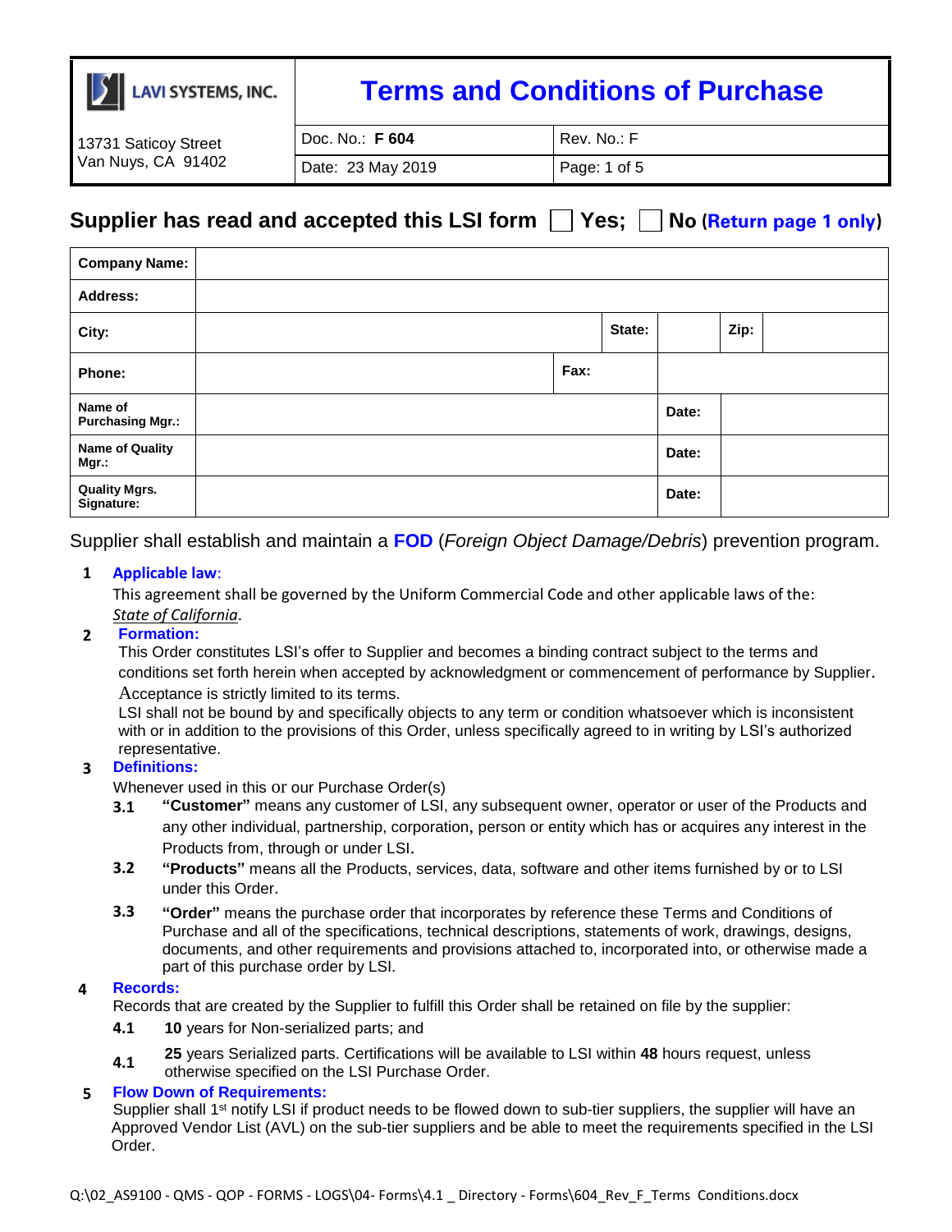| LAVI SYSTEMS, INC. | Terms and Conditions of Purchase | |
|---|---|---|
| 13731 Saticoy Street<br>Van Nuys, CA 91402 | Doc. No.: **F 604** | Rev. No.: F |
| | Date: 23 May 2019 | Page: 1 of 5 |

## Supplier has read and accepted this LSI form ☐ Yes; ☐ No (Return page 1 only)

| | | | | | |
|---|---|---|---|---|---|
| **Company Name:** | | | | | |
| **Address:** | | | | | |
| **City:** | | **State:** | | **Zip:** | |
| **Phone:** | | **Fax:** | | | |
| **Name of Purchasing Mgr.:** | | **Date:** | | | |
| **Name of Quality Mgr.:** | | **Date:** | | | |
| **Quality Mgrs. Signature:** | | **Date:** | | | |

Supplier shall establish and maintain a **FOD** (*Foreign Object Damage/Debris*) prevention program.

**1 Applicable law:**

This agreement shall be governed by the Uniform Commercial Code and other applicable laws of the: *State of California*.

**2 Formation:**

This Order constitutes LSI's offer to Supplier and becomes a binding contract subject to the terms and conditions set forth herein when accepted by acknowledgment or commencement of performance by Supplier. Acceptance is strictly limited to its terms.

LSI shall not be bound by and specifically objects to any term or condition whatsoever which is inconsistent with or in addition to the provisions of this Order, unless specifically agreed to in writing by LSI's authorized representative.

**3 Definitions:**

Whenever used in this or our Purchase Order(s)

**3.1** **"Customer"** means any customer of LSI, any subsequent owner, operator or user of the Products and any other individual, partnership, corporation, person or entity which has or acquires any interest in the Products from, through or under LSI.

**3.2** **"Products"** means all the Products, services, data, software and other items furnished by or to LSI under this Order.

**3.3** **"Order"** means the purchase order that incorporates by reference these Terms and Conditions of Purchase and all of the specifications, technical descriptions, statements of work, drawings, designs, documents, and other requirements and provisions attached to, incorporated into, or otherwise made a part of this purchase order by LSI.

**4 Records:**

Records that are created by the Supplier to fulfill this Order shall be retained on file by the supplier:

**4.1** **10** years for Non-serialized parts; and

**4.1** **25** years Serialized parts. Certifications will be available to LSI within **48** hours request, unless otherwise specified on the LSI Purchase Order.

**5 Flow Down of Requirements:**

Supplier shall 1st notify LSI if product needs to be flowed down to sub-tier suppliers, the supplier will have an Approved Vendor List (AVL) on the sub-tier suppliers and be able to meet the requirements specified in the LSI Order.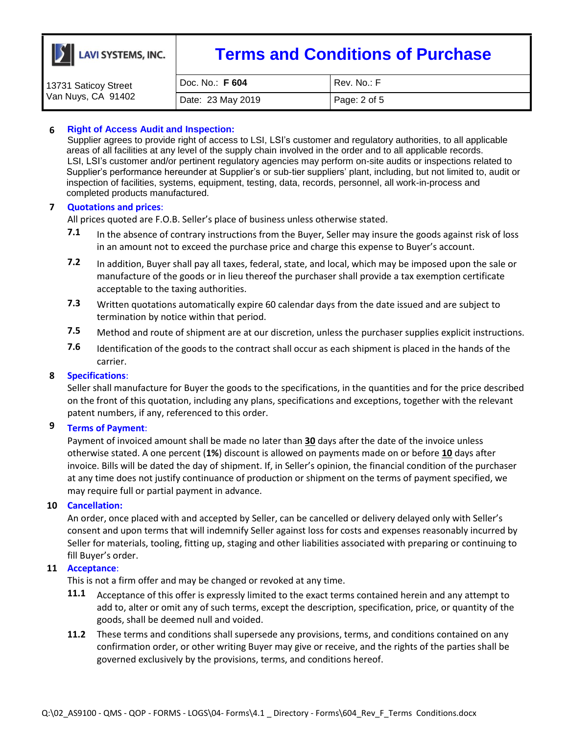## 6 Right of Access Audit and Inspection:

Supplier agrees to provide right of access to LSI, LSI's customer and regulatory authorities, to all applicable areas of all facilities at any level of the supply chain involved in the order and to all applicable records. LSI, LSI's customer and/or pertinent regulatory agencies may perform on-site audits or inspections related to Supplier's performance hereunder at Supplier's or sub-tier suppliers' plant, including, but not limited to, audit or inspection of facilities, systems, equipment, testing, data, records, personnel, all work-in-process and completed products manufactured.

## 7 Quotations and prices:

All prices quoted are F.O.B. Seller's place of business unless otherwise stated.

**7.1** In the absence of contrary instructions from the Buyer, Seller may insure the goods against risk of loss in an amount not to exceed the purchase price and charge this expense to Buyer's account.

**7.2** In addition, Buyer shall pay all taxes, federal, state, and local, which may be imposed upon the sale or manufacture of the goods or in lieu thereof the purchaser shall provide a tax exemption certificate acceptable to the taxing authorities.

**7.3** Written quotations automatically expire 60 calendar days from the date issued and are subject to termination by notice within that period.

**7.5** Method and route of shipment are at our discretion, unless the purchaser supplies explicit instructions.

**7.6** Identification of the goods to the contract shall occur as each shipment is placed in the hands of the carrier.

## 8 Specifications:

Seller shall manufacture for Buyer the goods to the specifications, in the quantities and for the price described on the front of this quotation, including any plans, specifications and exceptions, together with the relevant patent numbers, if any, referenced to this order.

## 9 Terms of Payment:

Payment of invoiced amount shall be made no later than **30** days after the date of the invoice unless otherwise stated. A one percent (**1%**) discount is allowed on payments made on or before **10** days after invoice. Bills will be dated the day of shipment. If, in Seller's opinion, the financial condition of the purchaser at any time does not justify continuance of production or shipment on the terms of payment specified, we may require full or partial payment in advance.

## 10 Cancellation:

An order, once placed with and accepted by Seller, can be cancelled or delivery delayed only with Seller's consent and upon terms that will indemnify Seller against loss for costs and expenses reasonably incurred by Seller for materials, tooling, fitting up, staging and other liabilities associated with preparing or continuing to fill Buyer's order.

## 11 Acceptance:

This is not a firm offer and may be changed or revoked at any time.

**11.1** Acceptance of this offer is expressly limited to the exact terms contained herein and any attempt to add to, alter or omit any of such terms, except the description, specification, price, or quantity of the goods, shall be deemed null and voided.

**11.2** These terms and conditions shall supersede any provisions, terms, and conditions contained on any confirmation order, or other writing Buyer may give or receive, and the rights of the parties shall be governed exclusively by the provisions, terms, and conditions hereof.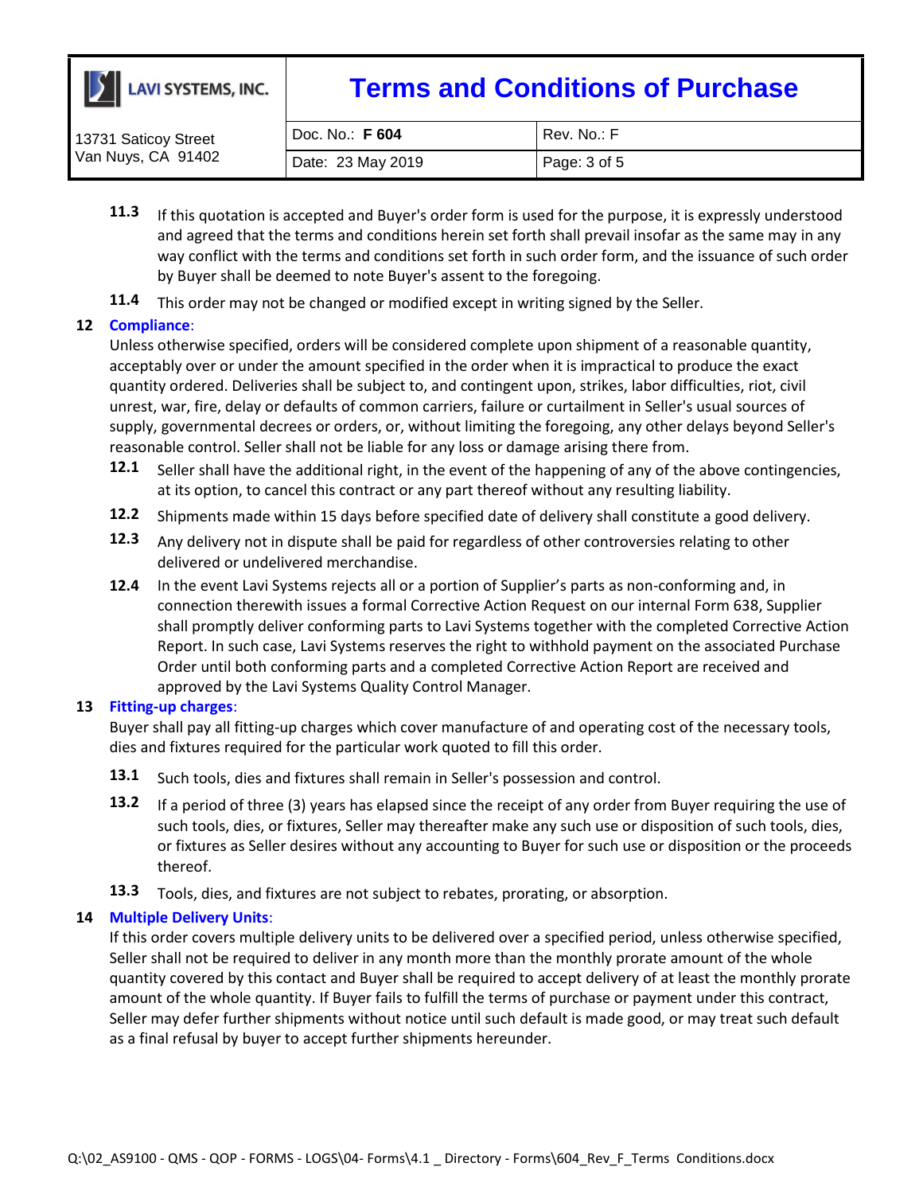**11.3** If this quotation is accepted and Buyer's order form is used for the purpose, it is expressly understood and agreed that the terms and conditions herein set forth shall prevail insofar as the same may in any way conflict with the terms and conditions set forth in such order form, and the issuance of such order by Buyer shall be deemed to note Buyer's assent to the foregoing.

**11.4** This order may not be changed or modified except in writing signed by the Seller.

## 12 Compliance:

Unless otherwise specified, orders will be considered complete upon shipment of a reasonable quantity, acceptably over or under the amount specified in the order when it is impractical to produce the exact quantity ordered. Deliveries shall be subject to, and contingent upon, strikes, labor difficulties, riot, civil unrest, war, fire, delay or defaults of common carriers, failure or curtailment in Seller's usual sources of supply, governmental decrees or orders, or, without limiting the foregoing, any other delays beyond Seller's reasonable control. Seller shall not be liable for any loss or damage arising there from.

**12.1** Seller shall have the additional right, in the event of the happening of any of the above contingencies, at its option, to cancel this contract or any part thereof without any resulting liability.

**12.2** Shipments made within 15 days before specified date of delivery shall constitute a good delivery.

**12.3** Any delivery not in dispute shall be paid for regardless of other controversies relating to other delivered or undelivered merchandise.

**12.4** In the event Lavi Systems rejects all or a portion of Supplier's parts as non-conforming and, in connection therewith issues a formal Corrective Action Request on our internal Form 638, Supplier shall promptly deliver conforming parts to Lavi Systems together with the completed Corrective Action Report. In such case, Lavi Systems reserves the right to withhold payment on the associated Purchase Order until both conforming parts and a completed Corrective Action Report are received and approved by the Lavi Systems Quality Control Manager.

## 13 Fitting-up charges:

Buyer shall pay all fitting-up charges which cover manufacture of and operating cost of the necessary tools, dies and fixtures required for the particular work quoted to fill this order.

**13.1** Such tools, dies and fixtures shall remain in Seller's possession and control.

**13.2** If a period of three (3) years has elapsed since the receipt of any order from Buyer requiring the use of such tools, dies, or fixtures, Seller may thereafter make any such use or disposition of such tools, dies, or fixtures as Seller desires without any accounting to Buyer for such use or disposition or the proceeds thereof.

**13.3** Tools, dies, and fixtures are not subject to rebates, prorating, or absorption.

## 14 Multiple Delivery Units:

If this order covers multiple delivery units to be delivered over a specified period, unless otherwise specified, Seller shall not be required to deliver in any month more than the monthly prorate amount of the whole quantity covered by this contact and Buyer shall be required to accept delivery of at least the monthly prorate amount of the whole quantity. If Buyer fails to fulfill the terms of purchase or payment under this contract, Seller may defer further shipments without notice until such default is made good, or may treat such default as a final refusal by buyer to accept further shipments hereunder.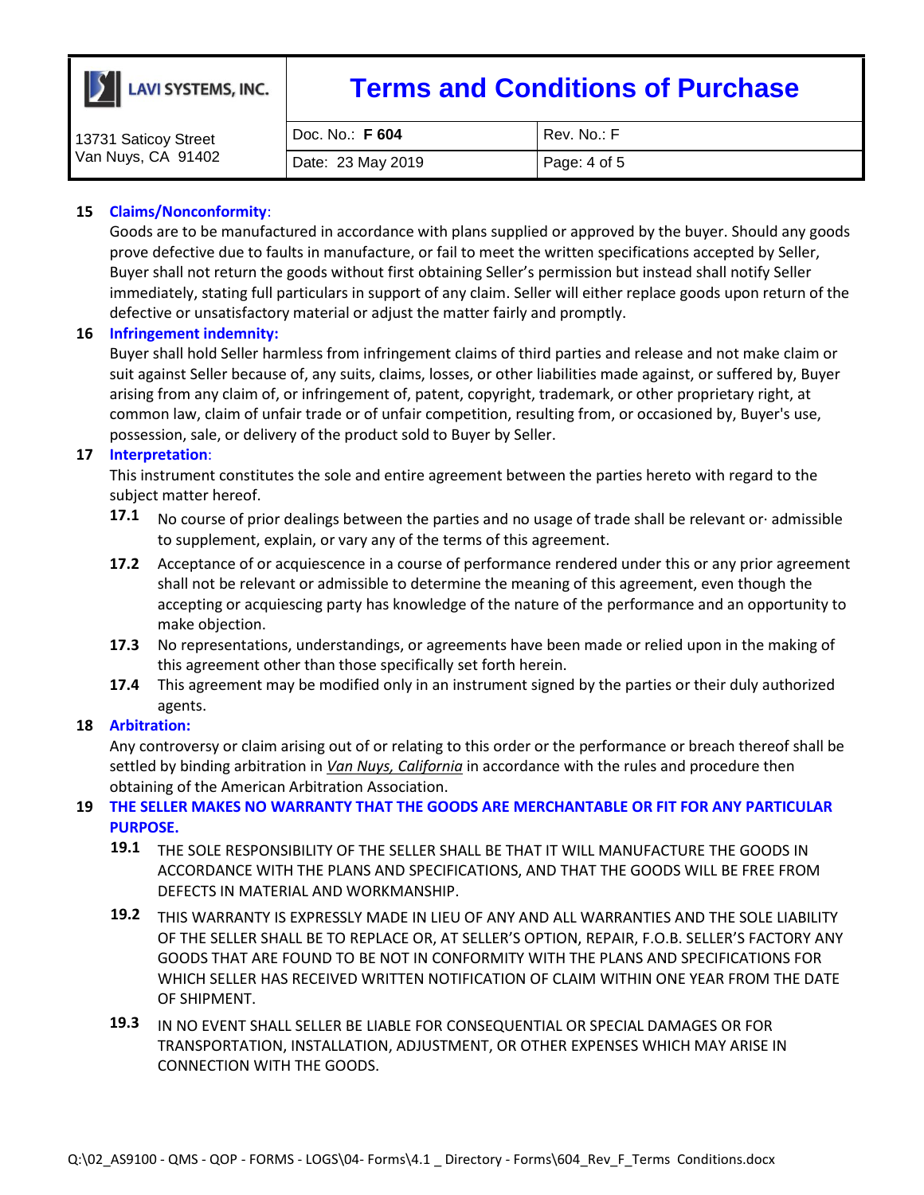**15 Claims/Nonconformity**:

Goods are to be manufactured in accordance with plans supplied or approved by the buyer. Should any goods prove defective due to faults in manufacture, or fail to meet the written specifications accepted by Seller, Buyer shall not return the goods without first obtaining Seller's permission but instead shall notify Seller immediately, stating full particulars in support of any claim. Seller will either replace goods upon return of the defective or unsatisfactory material or adjust the matter fairly and promptly.

**16 Infringement indemnity:**

Buyer shall hold Seller harmless from infringement claims of third parties and release and not make claim or suit against Seller because of, any suits, claims, losses, or other liabilities made against, or suffered by, Buyer arising from any claim of, or infringement of, patent, copyright, trademark, or other proprietary right, at common law, claim of unfair trade or of unfair competition, resulting from, or occasioned by, Buyer's use, possession, sale, or delivery of the product sold to Buyer by Seller.

**17 Interpretation**:

This instrument constitutes the sole and entire agreement between the parties hereto with regard to the subject matter hereof.

**17.1** No course of prior dealings between the parties and no usage of trade shall be relevant or· admissible to supplement, explain, or vary any of the terms of this agreement.

**17.2** Acceptance of or acquiescence in a course of performance rendered under this or any prior agreement shall not be relevant or admissible to determine the meaning of this agreement, even though the accepting or acquiescing party has knowledge of the nature of the performance and an opportunity to make objection.

**17.3** No representations, understandings, or agreements have been made or relied upon in the making of this agreement other than those specifically set forth herein.

**17.4** This agreement may be modified only in an instrument signed by the parties or their duly authorized agents.

**18 Arbitration:**

Any controversy or claim arising out of or relating to this order or the performance or breach thereof shall be settled by binding arbitration in *Van Nuys, California* in accordance with the rules and procedure then obtaining of the American Arbitration Association.

**19 THE SELLER MAKES NO WARRANTY THAT THE GOODS ARE MERCHANTABLE OR FIT FOR ANY PARTICULAR PURPOSE.**

**19.1** THE SOLE RESPONSIBILITY OF THE SELLER SHALL BE THAT IT WILL MANUFACTURE THE GOODS IN ACCORDANCE WITH THE PLANS AND SPECIFICATIONS, AND THAT THE GOODS WILL BE FREE FROM DEFECTS IN MATERIAL AND WORKMANSHIP.

**19.2** THIS WARRANTY IS EXPRESSLY MADE IN LIEU OF ANY AND ALL WARRANTIES AND THE SOLE LIABILITY OF THE SELLER SHALL BE TO REPLACE OR, AT SELLER'S OPTION, REPAIR, F.O.B. SELLER'S FACTORY ANY GOODS THAT ARE FOUND TO BE NOT IN CONFORMITY WITH THE PLANS AND SPECIFICATIONS FOR WHICH SELLER HAS RECEIVED WRITTEN NOTIFICATION OF CLAIM WITHIN ONE YEAR FROM THE DATE OF SHIPMENT.

**19.3** IN NO EVENT SHALL SELLER BE LIABLE FOR CONSEQUENTIAL OR SPECIAL DAMAGES OR FOR TRANSPORTATION, INSTALLATION, ADJUSTMENT, OR OTHER EXPENSES WHICH MAY ARISE IN CONNECTION WITH THE GOODS.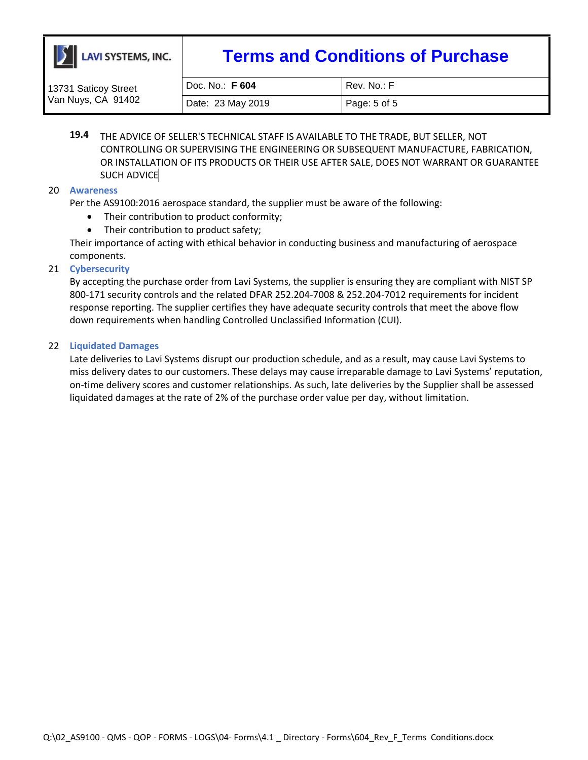**19.4** THE ADVICE OF SELLER'S TECHNICAL STAFF IS AVAILABLE TO THE TRADE, BUT SELLER, NOT CONTROLLING OR SUPERVISING THE ENGINEERING OR SUBSEQUENT MANUFACTURE, FABRICATION, OR INSTALLATION OF ITS PRODUCTS OR THEIR USE AFTER SALE, DOES NOT WARRANT OR GUARANTEE SUCH ADVICE

## 20 Awareness

Per the AS9100:2016 aerospace standard, the supplier must be aware of the following:

- Their contribution to product conformity;
- Their contribution to product safety;

Their importance of acting with ethical behavior in conducting business and manufacturing of aerospace components.

## 21 Cybersecurity

By accepting the purchase order from Lavi Systems, the supplier is ensuring they are compliant with NIST SP 800-171 security controls and the related DFAR 252.204-7008 & 252.204-7012 requirements for incident response reporting. The supplier certifies they have adequate security controls that meet the above flow down requirements when handling Controlled Unclassified Information (CUI).

## 22 Liquidated Damages

Late deliveries to Lavi Systems disrupt our production schedule, and as a result, may cause Lavi Systems to miss delivery dates to our customers. These delays may cause irreparable damage to Lavi Systems' reputation, on-time delivery scores and customer relationships. As such, late deliveries by the Supplier shall be assessed liquidated damages at the rate of 2% of the purchase order value per day, without limitation.